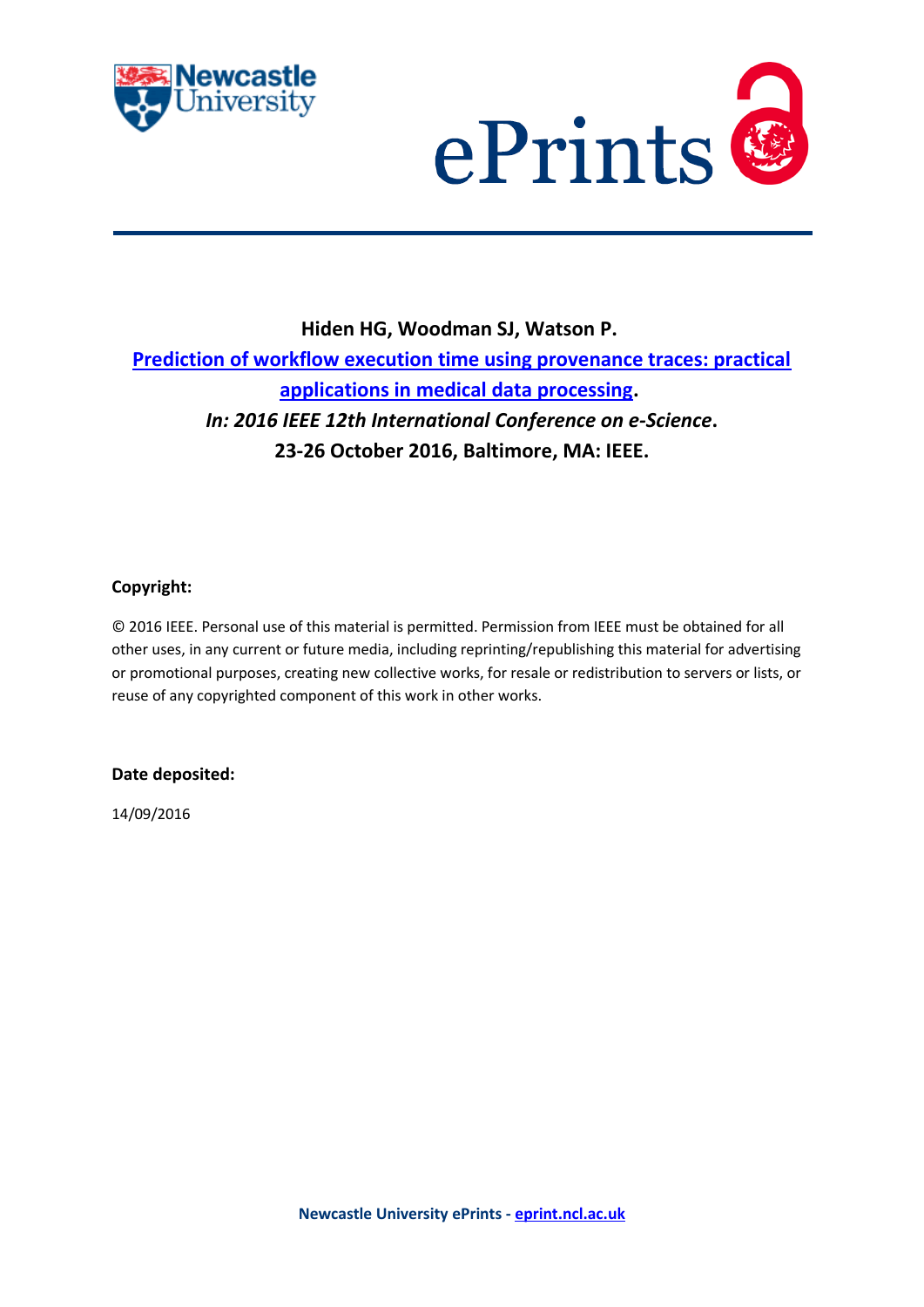**Hiden HG, Woodman SJ, Watson P.**

**Prediction of workflow execution time using provenance traces: practical applications in medical data processing.**

***In: 2016 IEEE 12th International Conference on e-Science.***

**23-26 October 2016, Baltimore, MA: IEEE.**

**Copyright:**

© 2016 IEEE. Personal use of this material is permitted. Permission from IEEE must be obtained for all other uses, in any current or future media, including reprinting/republishing this material for advertising or promotional purposes, creating new collective works, for resale or redistribution to servers or lists, or reuse of any copyrighted component of this work in other works.

**Date deposited:**

14/09/2016

**Newcastle University ePrints - eprint.ncl.ac.uk**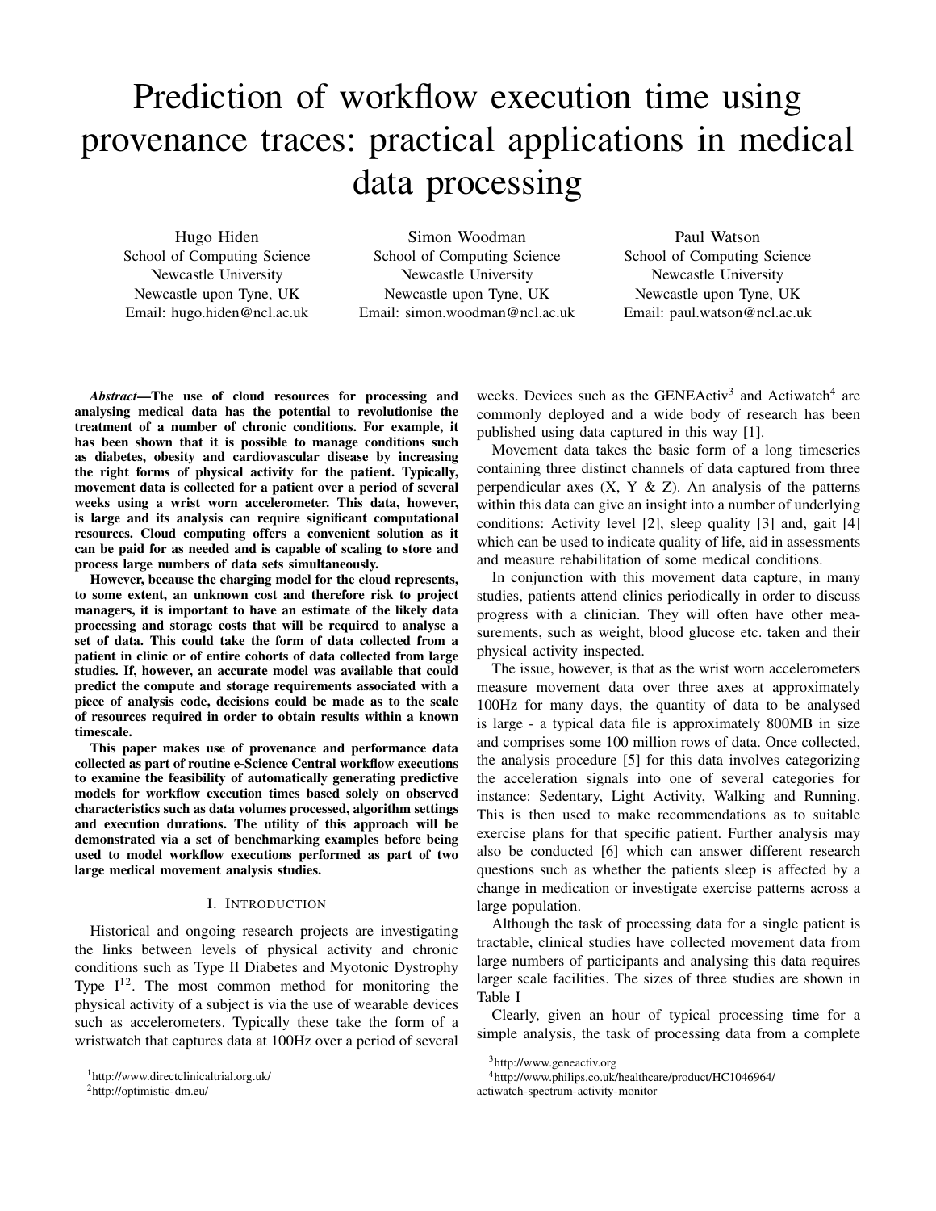// Intentional rephrase of skill instructions for brevity.
# Prediction of workflow execution time using provenance traces: practical applications in medical data processing

Hugo Hiden
School of Computing Science
Newcastle University
Newcastle upon Tyne, UK
Email: hugo.hiden@ncl.ac.uk

Simon Woodman
School of Computing Science
Newcastle University
Newcastle upon Tyne, UK
Email: simon.woodman@ncl.ac.uk

Paul Watson
School of Computing Science
Newcastle University
Newcastle upon Tyne, UK
Email: paul.watson@ncl.ac.uk

***Abstract*—The use of cloud resources for processing and analysing medical data has the potential to revolutionise the treatment of a number of chronic conditions. For example, it has been shown that it is possible to manage conditions such as diabetes, obesity and cardiovascular disease by increasing the right forms of physical activity for the patient. Typically, movement data is collected for a patient over a period of several weeks using a wrist worn accelerometer. This data, however, is large and its analysis can require significant computational resources. Cloud computing offers a convenient solution as it can be paid for as needed and is capable of scaling to store and process large numbers of data sets simultaneously.**

**However, because the charging model for the cloud represents, to some extent, an unknown cost and therefore risk to project managers, it is important to have an estimate of the likely data processing and storage costs that will be required to analyse a set of data. This could take the form of data collected from a patient in clinic or of entire cohorts of data collected from large studies. If, however, an accurate model was available that could predict the compute and storage requirements associated with a piece of analysis code, decisions could be made as to the scale of resources required in order to obtain results within a known timescale.**

**This paper makes use of provenance and performance data collected as part of routine e-Science Central workflow executions to examine the feasibility of automatically generating predictive models for workflow execution times based solely on observed characteristics such as data volumes processed, algorithm settings and execution durations. The utility of this approach will be demonstrated via a set of benchmarking examples before being used to model workflow executions performed as part of two large medical movement analysis studies.**

## I. Introduction

Historical and ongoing research projects are investigating the links between levels of physical activity and chronic conditions such as Type II Diabetes and Myotonic Dystrophy Type I[1,2]. The most common method for monitoring the physical activity of a subject is via the use of wearable devices such as accelerometers. Typically these take the form of a wristwatch that captures data at 100Hz over a period of several weeks. Devices such as the GENEActiv[3] and Actiwatch[4] are commonly deployed and a wide body of research has been published using data captured in this way [1].

Movement data takes the basic form of a long timeseries containing three distinct channels of data captured from three perpendicular axes (X, Y & Z). An analysis of the patterns within this data can give an insight into a number of underlying conditions: Activity level [2], sleep quality [3] and, gait [4] which can be used to indicate quality of life, aid in assessments and measure rehabilitation of some medical conditions.

In conjunction with this movement data capture, in many studies, patients attend clinics periodically in order to discuss progress with a clinician. They will often have other measurements, such as weight, blood glucose etc. taken and their physical activity inspected.

The issue, however, is that as the wrist worn accelerometers measure movement data over three axes at approximately 100Hz for many days, the quantity of data to be analysed is large - a typical data file is approximately 800MB in size and comprises some 100 million rows of data. Once collected, the analysis procedure [5] for this data involves categorizing the acceleration signals into one of several categories for instance: Sedentary, Light Activity, Walking and Running. This is then used to make recommendations as to suitable exercise plans for that specific patient. Further analysis may also be conducted [6] which can answer different research questions such as whether the patients sleep is affected by a change in medication or investigate exercise patterns across a large population.

Although the task of processing data for a single patient is tractable, clinical studies have collected movement data from large numbers of participants and analysing this data requires larger scale facilities. The sizes of three studies are shown in Table I

Clearly, given an hour of typical processing time for a simple analysis, the task of processing data from a complete

[1] http://www.directclinicaltrial.org.uk/
[2] http://optimistic-dm.eu/
[3] http://www.geneactiv.org
[4] http://www.philips.co.uk/healthcare/product/HC1046964/actiwatch-spectrum-activity-monitor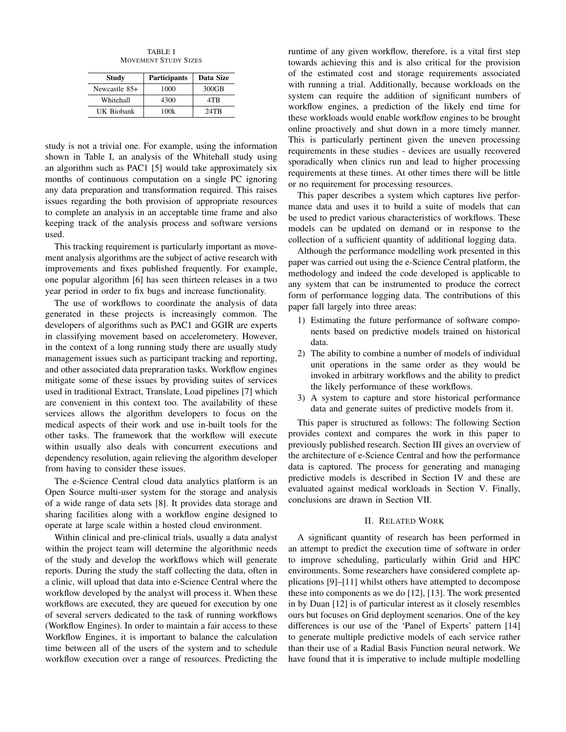TABLE I
MOVEMENT STUDY SIZES

| Study | Participants | Data Size |
|---|---|---|
| Newcastle 85+ | 1000 | 300GB |
| Whitehall | 4300 | 4TB |
| UK Biobank | 100k | 24TB |

study is not a trivial one. For example, using the information shown in Table I, an analysis of the Whitehall study using an algorithm such as PAC1 [5] would take approximately six months of continuous computation on a single PC ignoring any data preparation and transformation required. This raises issues regarding the both provision of appropriate resources to complete an analysis in an acceptable time frame and also keeping track of the analysis process and software versions used.

This tracking requirement is particularly important as movement analysis algorithms are the subject of active research with improvements and fixes published frequently. For example, one popular algorithm [6] has seen thirteen releases in a two year period in order to fix bugs and increase functionality.

The use of workflows to coordinate the analysis of data generated in these projects is increasingly common. The developers of algorithms such as PAC1 and GGIR are experts in classifying movement based on accelerometery. However, in the context of a long running study there are usually study management issues such as participant tracking and reporting, and other associated data prepraration tasks. Workflow engines mitigate some of these issues by providing suites of services used in traditional Extract, Translate, Load pipelines [7] which are convenient in this context too. The availability of these services allows the algorithm developers to focus on the medical aspects of their work and use in-built tools for the other tasks. The framework that the workflow will execute within usually also deals with concurrent executions and dependency resolution, again relieving the algorithm developer from having to consider these issues.

The e-Science Central cloud data analytics platform is an Open Source multi-user system for the storage and analysis of a wide range of data sets [8]. It provides data storage and sharing facilities along with a workflow engine designed to operate at large scale within a hosted cloud environment.

Within clinical and pre-clinical trials, usually a data analyst within the project team will determine the algorithmic needs of the study and develop the workflows which will generate reports. During the study the staff collecting the data, often in a clinic, will upload that data into e-Science Central where the workflow developed by the analyst will process it. When these workflows are executed, they are queued for execution by one of several servers dedicated to the task of running workflows (Workflow Engines). In order to maintain a fair access to these Workflow Engines, it is important to balance the calculation time between all of the users of the system and to schedule workflow execution over a range of resources. Predicting the runtime of any given workflow, therefore, is a vital first step towards achieving this and is also critical for the provision of the estimated cost and storage requirements associated with running a trial. Additionally, because workloads on the system can require the addition of significant numbers of workflow engines, a prediction of the likely end time for these workloads would enable workflow engines to be brought online proactively and shut down in a more timely manner. This is particularly pertinent given the uneven processing requirements in these studies - devices are usually recovered sporadically when clinics run and lead to higher processing requirements at these times. At other times there will be little or no requirement for processing resources.

This paper describes a system which captures live performance data and uses it to build a suite of models that can be used to predict various characteristics of workflows. These models can be updated on demand or in response to the collection of a sufficient quantity of additional logging data.

Although the performance modelling work presented in this paper was carried out using the e-Science Central platform, the methodology and indeed the code developed is applicable to any system that can be instrumented to produce the correct form of performance logging data. The contributions of this paper fall largely into three areas:

1) Estimating the future performance of software components based on predictive models trained on historical data.
2) The ability to combine a number of models of individual unit operations in the same order as they would be invoked in arbitrary workflows and the ability to predict the likely performance of these workflows.
3) A system to capture and store historical performance data and generate suites of predictive models from it.

This paper is structured as follows: The following Section provides context and compares the work in this paper to previously published research. Section III gives an overview of the architecture of e-Science Central and how the performance data is captured. The process for generating and managing predictive models is described in Section IV and these are evaluated against medical workloads in Section V. Finally, conclusions are drawn in Section VII.

## II. RELATED WORK

A significant quantity of research has been performed in an attempt to predict the execution time of software in order to improve scheduling, particularly within Grid and HPC environments. Some researchers have considered complete applications [9]–[11] whilst others have attempted to decompose these into components as we do [12], [13]. The work presented in by Duan [12] is of particular interest as it closely resembles ours but focuses on Grid deployment scenarios. One of the key differences is our use of the 'Panel of Experts' pattern [14] to generate multiple predictive models of each service rather than their use of a Radial Basis Function neural network. We have found that it is imperative to include multiple modelling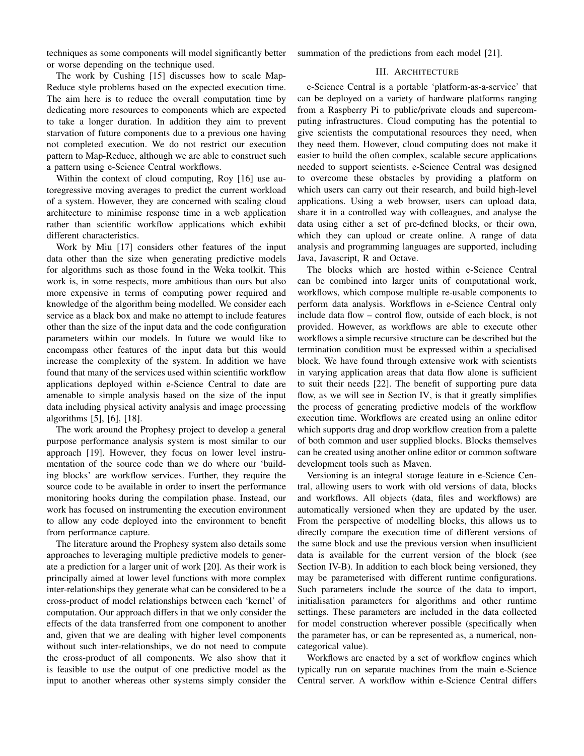techniques as some components will model significantly better or worse depending on the technique used.

The work by Cushing [15] discusses how to scale Map-Reduce style problems based on the expected execution time. The aim here is to reduce the overall computation time by dedicating more resources to components which are expected to take a longer duration. In addition they aim to prevent starvation of future components due to a previous one having not completed execution. We do not restrict our execution pattern to Map-Reduce, although we are able to construct such a pattern using e-Science Central workflows.

Within the context of cloud computing, Roy [16] use autoregressive moving averages to predict the current workload of a system. However, they are concerned with scaling cloud architecture to minimise response time in a web application rather than scientific workflow applications which exhibit different characteristics.

Work by Miu [17] considers other features of the input data other than the size when generating predictive models for algorithms such as those found in the Weka toolkit. This work is, in some respects, more ambitious than ours but also more expensive in terms of computing power required and knowledge of the algorithm being modelled. We consider each service as a black box and make no attempt to include features other than the size of the input data and the code configuration parameters within our models. In future we would like to encompass other features of the input data but this would increase the complexity of the system. In addition we have found that many of the services used within scientific workflow applications deployed within e-Science Central to date are amenable to simple analysis based on the size of the input data including physical activity analysis and image processing algorithms [5], [6], [18].

The work around the Prophesy project to develop a general purpose performance analysis system is most similar to our approach [19]. However, they focus on lower level instrumentation of the source code than we do where our 'building blocks' are workflow services. Further, they require the source code to be available in order to insert the performance monitoring hooks during the compilation phase. Instead, our work has focused on instrumenting the execution environment to allow any code deployed into the environment to benefit from performance capture.

The literature around the Prophesy system also details some approaches to leveraging multiple predictive models to generate a prediction for a larger unit of work [20]. As their work is principally aimed at lower level functions with more complex inter-relationships they generate what can be considered to be a cross-product of model relationships between each 'kernel' of computation. Our approach differs in that we only consider the effects of the data transferred from one component to another and, given that we are dealing with higher level components without such inter-relationships, we do not need to compute the cross-product of all components. We also show that it is feasible to use the output of one predictive model as the input to another whereas other systems simply consider the summation of the predictions from each model [21].

## III. Architecture

e-Science Central is a portable 'platform-as-a-service' that can be deployed on a variety of hardware platforms ranging from a Raspberry Pi to public/private clouds and supercomputing infrastructures. Cloud computing has the potential to give scientists the computational resources they need, when they need them. However, cloud computing does not make it easier to build the often complex, scalable secure applications needed to support scientists. e-Science Central was designed to overcome these obstacles by providing a platform on which users can carry out their research, and build high-level applications. Using a web browser, users can upload data, share it in a controlled way with colleagues, and analyse the data using either a set of pre-defined blocks, or their own, which they can upload or create online. A range of data analysis and programming languages are supported, including Java, Javascript, R and Octave.

The blocks which are hosted within e-Science Central can be combined into larger units of computational work, workflows, which compose multiple re-usable components to perform data analysis. Workflows in e-Science Central only include data flow – control flow, outside of each block, is not provided. However, as workflows are able to execute other workflows a simple recursive structure can be described but the termination condition must be expressed within a specialised block. We have found through extensive work with scientists in varying application areas that data flow alone is sufficient to suit their needs [22]. The benefit of supporting pure data flow, as we will see in Section IV, is that it greatly simplifies the process of generating predictive models of the workflow execution time. Workflows are created using an online editor which supports drag and drop workflow creation from a palette of both common and user supplied blocks. Blocks themselves can be created using another online editor or common software development tools such as Maven.

Versioning is an integral storage feature in e-Science Central, allowing users to work with old versions of data, blocks and workflows. All objects (data, files and workflows) are automatically versioned when they are updated by the user. From the perspective of modelling blocks, this allows us to directly compare the execution time of different versions of the same block and use the previous version when insufficient data is available for the current version of the block (see Section IV-B). In addition to each block being versioned, they may be parameterised with different runtime configurations. Such parameters include the source of the data to import, initialisation parameters for algorithms and other runtime settings. These parameters are included in the data collected for model construction wherever possible (specifically when the parameter has, or can be represented as, a numerical, non-categorical value).

Workflows are enacted by a set of workflow engines which typically run on separate machines from the main e-Science Central server. A workflow within e-Science Central differs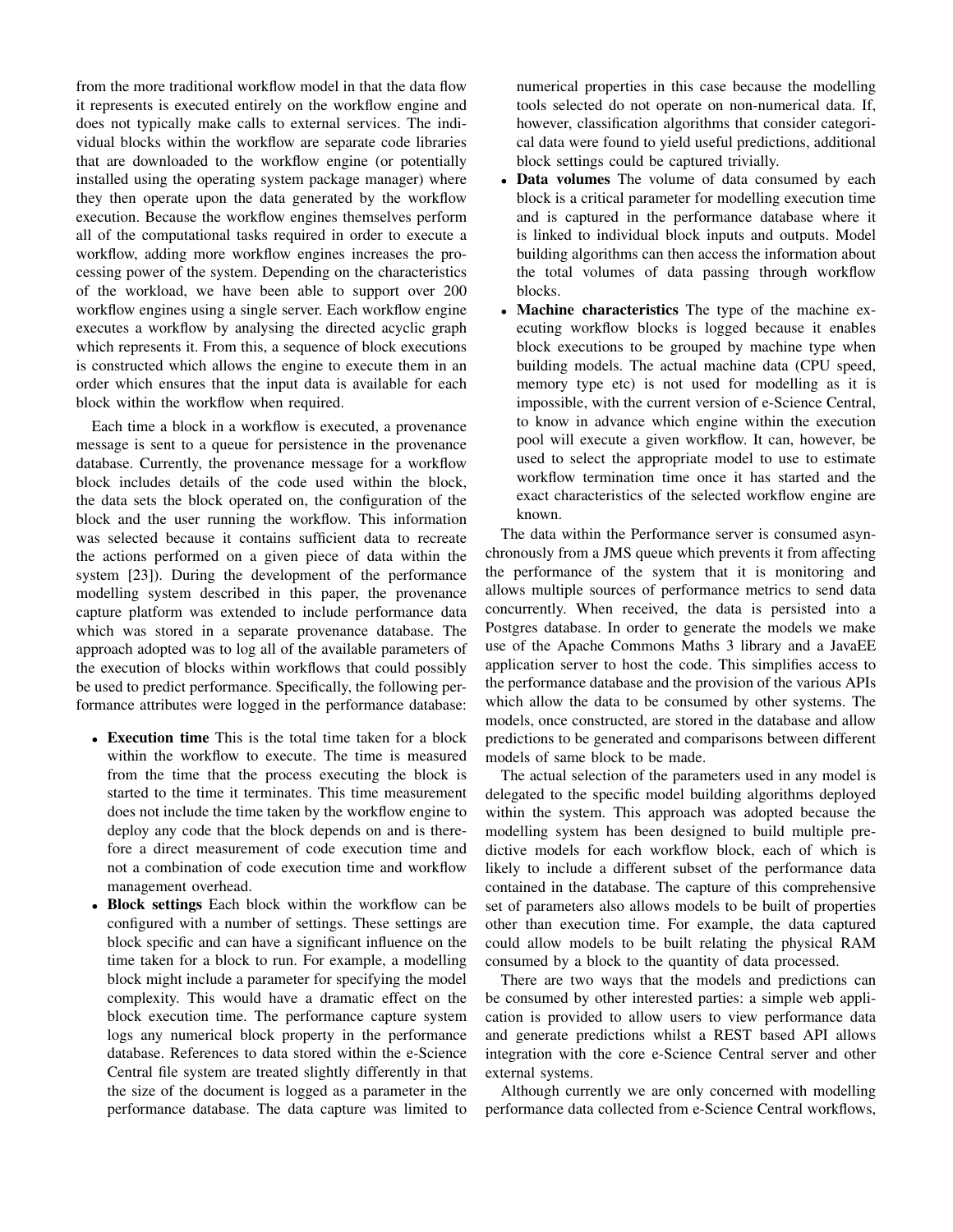from the more traditional workflow model in that the data flow it represents is executed entirely on the workflow engine and does not typically make calls to external services. The individual blocks within the workflow are separate code libraries that are downloaded to the workflow engine (or potentially installed using the operating system package manager) where they then operate upon the data generated by the workflow execution. Because the workflow engines themselves perform all of the computational tasks required in order to execute a workflow, adding more workflow engines increases the processing power of the system. Depending on the characteristics of the workload, we have been able to support over 200 workflow engines using a single server. Each workflow engine executes a workflow by analysing the directed acyclic graph which represents it. From this, a sequence of block executions is constructed which allows the engine to execute them in an order which ensures that the input data is available for each block within the workflow when required.

Each time a block in a workflow is executed, a provenance message is sent to a queue for persistence in the provenance database. Currently, the provenance message for a workflow block includes details of the code used within the block, the data sets the block operated on, the configuration of the block and the user running the workflow. This information was selected because it contains sufficient data to recreate the actions performed on a given piece of data within the system [23]). During the development of the performance modelling system described in this paper, the provenance capture platform was extended to include performance data which was stored in a separate provenance database. The approach adopted was to log all of the available parameters of the execution of blocks within workflows that could possibly be used to predict performance. Specifically, the following performance attributes were logged in the performance database:

- **Execution time** This is the total time taken for a block within the workflow to execute. The time is measured from the time that the process executing the block is started to the time it terminates. This time measurement does not include the time taken by the workflow engine to deploy any code that the block depends on and is therefore a direct measurement of code execution time and not a combination of code execution time and workflow management overhead.
- **Block settings** Each block within the workflow can be configured with a number of settings. These settings are block specific and can have a significant influence on the time taken for a block to run. For example, a modelling block might include a parameter for specifying the model complexity. This would have a dramatic effect on the block execution time. The performance capture system logs any numerical block property in the performance database. References to data stored within the e-Science Central file system are treated slightly differently in that the size of the document is logged as a parameter in the performance database. The data capture was limited to numerical properties in this case because the modelling tools selected do not operate on non-numerical data. If, however, classification algorithms that consider categorical data were found to yield useful predictions, additional block settings could be captured trivially.
- **Data volumes** The volume of data consumed by each block is a critical parameter for modelling execution time and is captured in the performance database where it is linked to individual block inputs and outputs. Model building algorithms can then access the information about the total volumes of data passing through workflow blocks.
- **Machine characteristics** The type of the machine executing workflow blocks is logged because it enables block executions to be grouped by machine type when building models. The actual machine data (CPU speed, memory type etc) is not used for modelling as it is impossible, with the current version of e-Science Central, to know in advance which engine within the execution pool will execute a given workflow. It can, however, be used to select the appropriate model to use to estimate workflow termination time once it has started and the exact characteristics of the selected workflow engine are known.

The data within the Performance server is consumed asynchronously from a JMS queue which prevents it from affecting the performance of the system that it is monitoring and allows multiple sources of performance metrics to send data concurrently. When received, the data is persisted into a Postgres database. In order to generate the models we make use of the Apache Commons Maths 3 library and a JavaEE application server to host the code. This simplifies access to the performance database and the provision of the various APIs which allow the data to be consumed by other systems. The models, once constructed, are stored in the database and allow predictions to be generated and comparisons between different models of same block to be made.

The actual selection of the parameters used in any model is delegated to the specific model building algorithms deployed within the system. This approach was adopted because the modelling system has been designed to build multiple predictive models for each workflow block, each of which is likely to include a different subset of the performance data contained in the database. The capture of this comprehensive set of parameters also allows models to be built of properties other than execution time. For example, the data captured could allow models to be built relating the physical RAM consumed by a block to the quantity of data processed.

There are two ways that the models and predictions can be consumed by other interested parties: a simple web application is provided to allow users to view performance data and generate predictions whilst a REST based API allows integration with the core e-Science Central server and other external systems.

Although currently we are only concerned with modelling performance data collected from e-Science Central workflows,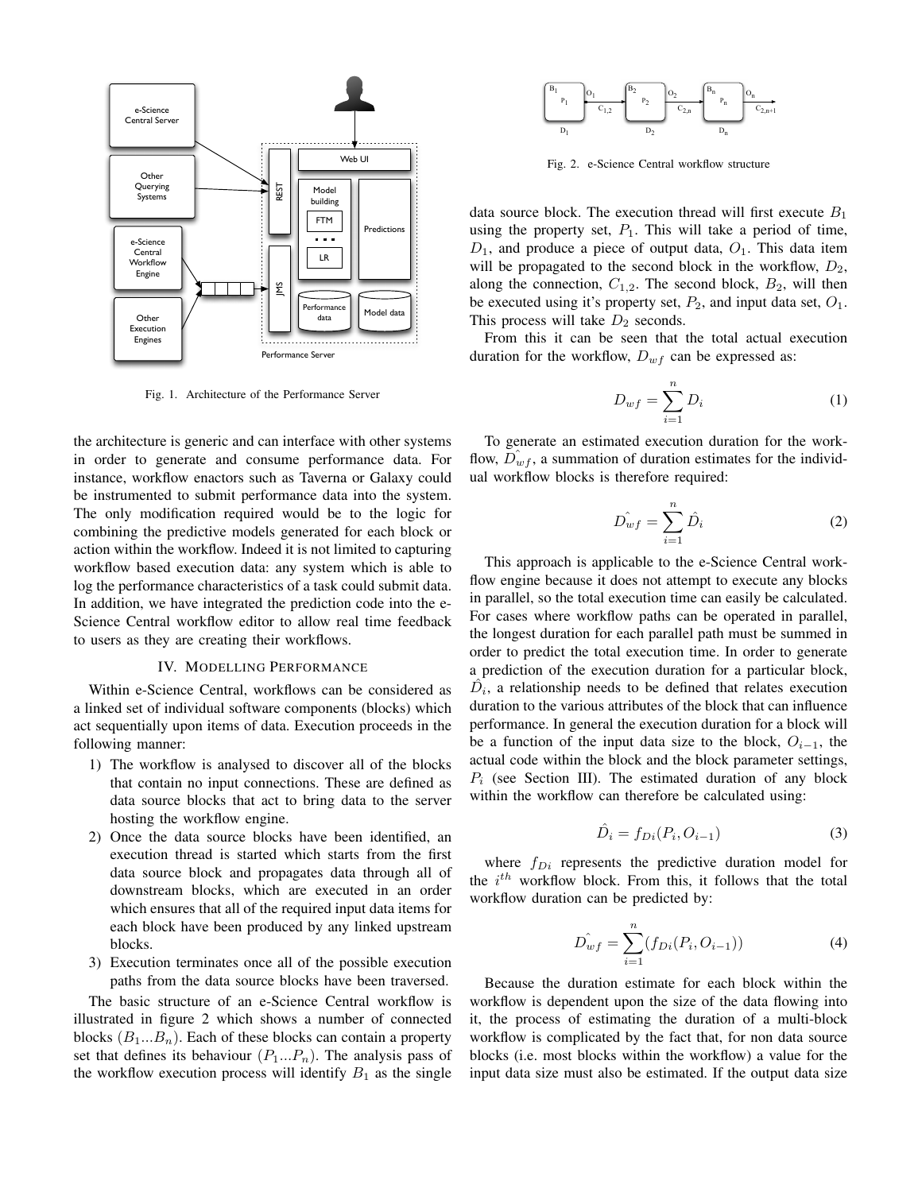Fig. 1. Architecture of the Performance Server

the architecture is generic and can interface with other systems in order to generate and consume performance data. For instance, workflow enactors such as Taverna or Galaxy could be instrumented to submit performance data into the system. The only modification required would be to the logic for combining the predictive models generated for each block or action within the workflow. Indeed it is not limited to capturing workflow based execution data: any system which is able to log the performance characteristics of a task could submit data. In addition, we have integrated the prediction code into the e-Science Central workflow editor to allow real time feedback to users as they are creating their workflows.

## IV. Modelling Performance

Within e-Science Central, workflows can be considered as a linked set of individual software components (blocks) which act sequentially upon items of data. Execution proceeds in the following manner:

1) The workflow is analysed to discover all of the blocks that contain no input connections. These are defined as data source blocks that act to bring data to the server hosting the workflow engine.
2) Once the data source blocks have been identified, an execution thread is started which starts from the first data source block and propagates data through all of downstream blocks, which are executed in an order which ensures that all of the required input data items for each block have been produced by any linked upstream blocks.
3) Execution terminates once all of the possible execution paths from the data source blocks have been traversed.

The basic structure of an e-Science Central workflow is illustrated in figure 2 which shows a number of connected blocks ($B_1 ... B_n$). Each of these blocks can contain a property set that defines its behaviour ($P_1 ... P_n$). The analysis pass of the workflow execution process will identify $B_1$ as the single data source block. The execution thread will first execute $B_1$ using the property set, $P_1$. This will take a period of time, $D_1$, and produce a piece of output data, $O_1$. This data item will be propagated to the second block in the workflow, $D_2$, along the connection, $C_{1,2}$. The second block, $B_2$, will then be executed using it's property set, $P_2$, and input data set, $O_1$. This process will take $D_2$ seconds.

Fig. 2. e-Science Central workflow structure

From this it can be seen that the total actual execution duration for the workflow, $D_{wf}$ can be expressed as:

$$D_{wf} = \sum_{i=1}^{n} D_i \tag{1}$$

To generate an estimated execution duration for the workflow, $\hat{D_{wf}}$, a summation of duration estimates for the individual workflow blocks is therefore required:

$$\hat{D_{wf}} = \sum_{i=1}^{n} \hat{D}_i \tag{2}$$

This approach is applicable to the e-Science Central workflow engine because it does not attempt to execute any blocks in parallel, so the total execution time can easily be calculated. For cases where workflow paths can be operated in parallel, the longest duration for each parallel path must be summed in order to predict the total execution time. In order to generate a prediction of the execution duration for a particular block, $\hat{D}_i$, a relationship needs to be defined that relates execution duration to the various attributes of the block that can influence performance. In general the execution duration for a block will be a function of the input data size to the block, $O_{i-1}$, the actual code within the block and the block parameter settings, $P_i$ (see Section III). The estimated duration of any block within the workflow can therefore be calculated using:

$$\hat{D}_i = f_{Di}(P_i, O_{i-1}) \tag{3}$$

where $f_{Di}$ represents the predictive duration model for the $i^{th}$ workflow block. From this, it follows that the total workflow duration can be predicted by:

$$\hat{D_{wf}} = \sum_{i=1}^{n} (f_{Di}(P_i, O_{i-1})) \tag{4}$$

Because the duration estimate for each block within the workflow is dependent upon the size of the data flowing into it, the process of estimating the duration of a multi-block workflow is complicated by the fact that, for non data source blocks (i.e. most blocks within the workflow) a value for the input data size must also be estimated. If the output data size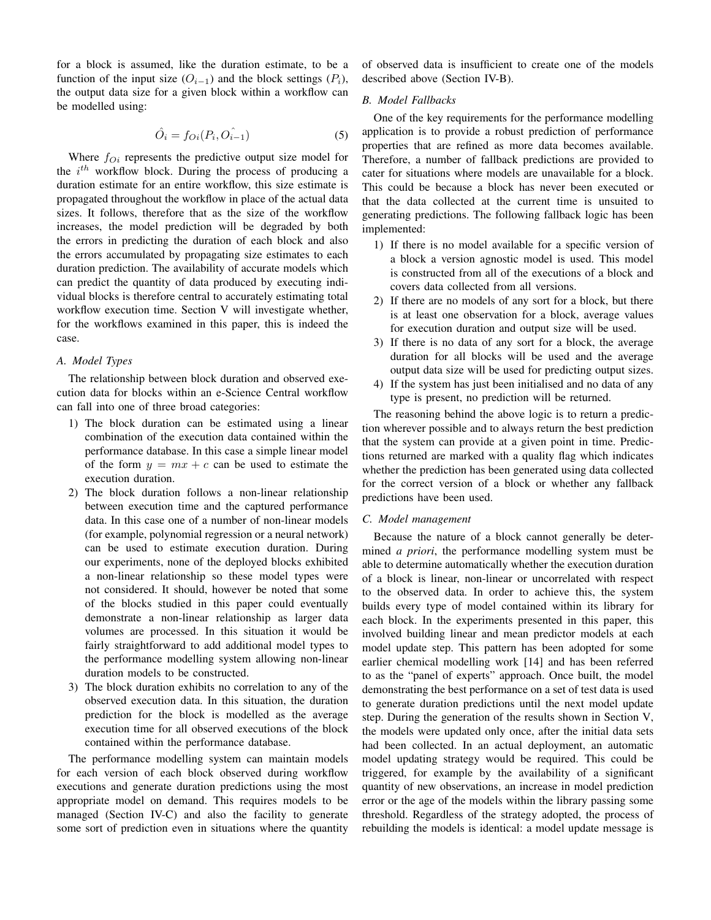for a block is assumed, like the duration estimate, to be a function of the input size ($O_{i-1}$) and the block settings ($P_i$), the output data size for a given block within a workflow can be modelled using:

$$\hat{O_i} = f_{Oi}(P_i, \hat{O_{i-1}}) \tag{5}$$

Where $f_{Oi}$ represents the predictive output size model for the $i^{th}$ workflow block. During the process of producing a duration estimate for an entire workflow, this size estimate is propagated throughout the workflow in place of the actual data sizes. It follows, therefore that as the size of the workflow increases, the model prediction will be degraded by both the errors in predicting the duration of each block and also the errors accumulated by propagating size estimates to each duration prediction. The availability of accurate models which can predict the quantity of data produced by executing individual blocks is therefore central to accurately estimating total workflow execution time. Section V will investigate whether, for the workflows examined in this paper, this is indeed the case.

### A. Model Types

The relationship between block duration and observed execution data for blocks within an e-Science Central workflow can fall into one of three broad categories:

1) The block duration can be estimated using a linear combination of the execution data contained within the performance database. In this case a simple linear model of the form $y = mx + c$ can be used to estimate the execution duration.
2) The block duration follows a non-linear relationship between execution time and the captured performance data. In this case one of a number of non-linear models (for example, polynomial regression or a neural network) can be used to estimate execution duration. During our experiments, none of the deployed blocks exhibited a non-linear relationship so these model types were not considered. It should, however be noted that some of the blocks studied in this paper could eventually demonstrate a non-linear relationship as larger data volumes are processed. In this situation it would be fairly straightforward to add additional model types to the performance modelling system allowing non-linear duration models to be constructed.
3) The block duration exhibits no correlation to any of the observed execution data. In this situation, the duration prediction for the block is modelled as the average execution time for all observed executions of the block contained within the performance database.

The performance modelling system can maintain models for each version of each block observed during workflow executions and generate duration predictions using the most appropriate model on demand. This requires models to be managed (Section IV-C) and also the facility to generate some sort of prediction even in situations where the quantity of observed data is insufficient to create one of the models described above (Section IV-B).

### B. Model Fallbacks

One of the key requirements for the performance modelling application is to provide a robust prediction of performance properties that are refined as more data becomes available. Therefore, a number of fallback predictions are provided to cater for situations where models are unavailable for a block. This could be because a block has never been executed or that the data collected at the current time is unsuited to generating predictions. The following fallback logic has been implemented:

1) If there is no model available for a specific version of a block a version agnostic model is used. This model is constructed from all of the executions of a block and covers data collected from all versions.
2) If there are no models of any sort for a block, but there is at least one observation for a block, average values for execution duration and output size will be used.
3) If there is no data of any sort for a block, the average duration for all blocks will be used and the average output data size will be used for predicting output sizes.
4) If the system has just been initialised and no data of any type is present, no prediction will be returned.

The reasoning behind the above logic is to return a prediction wherever possible and to always return the best prediction that the system can provide at a given point in time. Predictions returned are marked with a quality flag which indicates whether the prediction has been generated using data collected for the correct version of a block or whether any fallback predictions have been used.

### C. Model management

Because the nature of a block cannot generally be determined *a priori*, the performance modelling system must be able to determine automatically whether the execution duration of a block is linear, non-linear or uncorrelated with respect to the observed data. In order to achieve this, the system builds every type of model contained within its library for each block. In the experiments presented in this paper, this involved building linear and mean predictor models at each model update step. This pattern has been adopted for some earlier chemical modelling work [14] and has been referred to as the "panel of experts" approach. Once built, the model demonstrating the best performance on a set of test data is used to generate duration predictions until the next model update step. During the generation of the results shown in Section V, the models were updated only once, after the initial data sets had been collected. In an actual deployment, an automatic model updating strategy would be required. This could be triggered, for example by the availability of a significant quantity of new observations, an increase in model prediction error or the age of the models within the library passing some threshold. Regardless of the strategy adopted, the process of rebuilding the models is identical: a model update message is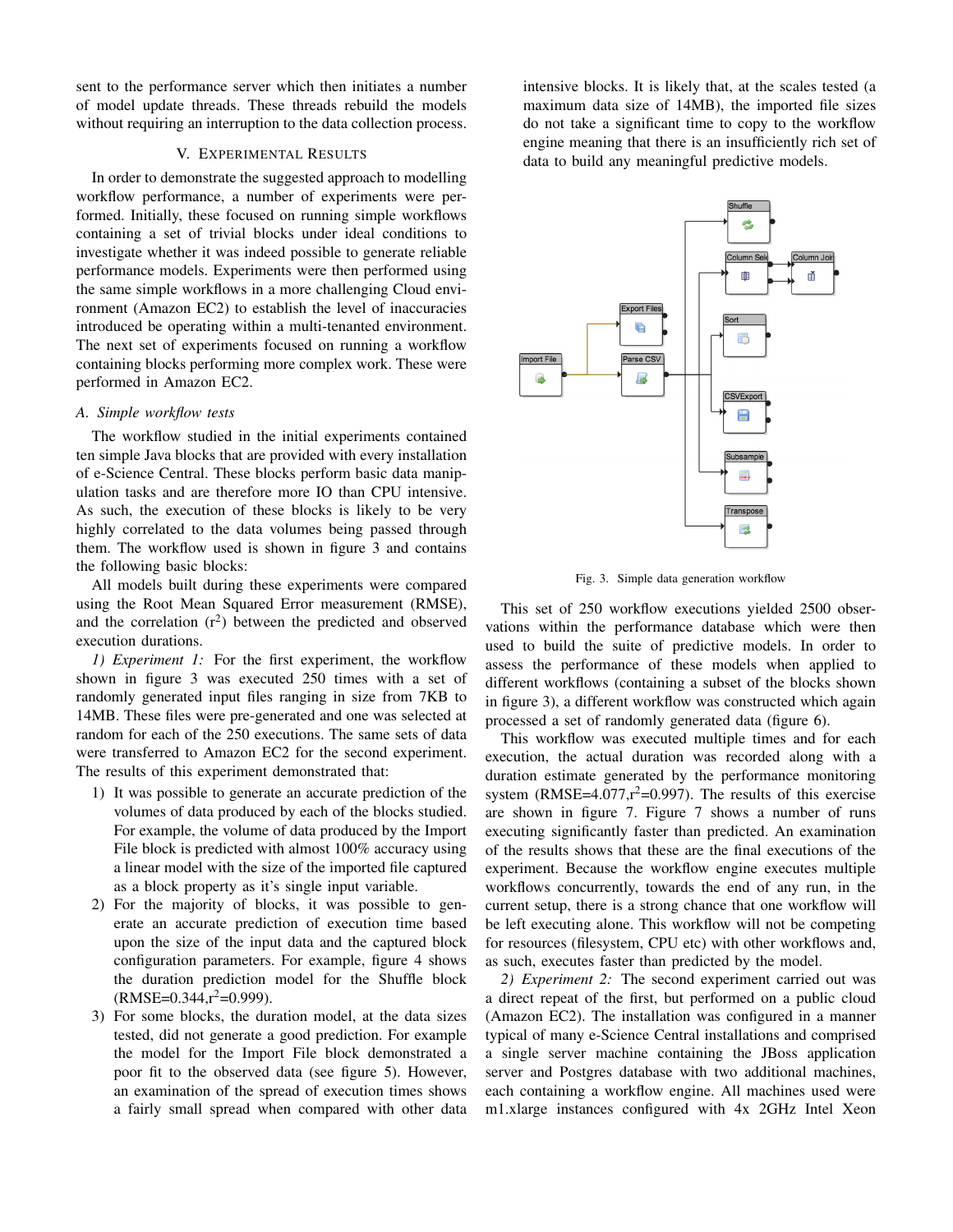sent to the performance server which then initiates a number of model update threads. These threads rebuild the models without requiring an interruption to the data collection process.

## V. Experimental Results

In order to demonstrate the suggested approach to modelling workflow performance, a number of experiments were performed. Initially, these focused on running simple workflows containing a set of trivial blocks under ideal conditions to investigate whether it was indeed possible to generate reliable performance models. Experiments were then performed using the same simple workflows in a more challenging Cloud environment (Amazon EC2) to establish the level of inaccuracies introduced be operating within a multi-tenanted environment. The next set of experiments focused on running a workflow containing blocks performing more complex work. These were performed in Amazon EC2.

### *A. Simple workflow tests*

The workflow studied in the initial experiments contained ten simple Java blocks that are provided with every installation of e-Science Central. These blocks perform basic data manipulation tasks and are therefore more IO than CPU intensive. As such, the execution of these blocks is likely to be very highly correlated to the data volumes being passed through them. The workflow used is shown in figure 3 and contains the following basic blocks:

All models built during these experiments were compared using the Root Mean Squared Error measurement (RMSE), and the correlation ($r^2$) between the predicted and observed execution durations.

*1) Experiment 1:* For the first experiment, the workflow shown in figure 3 was executed 250 times with a set of randomly generated input files ranging in size from 7KB to 14MB. These files were pre-generated and one was selected at random for each of the 250 executions. The same sets of data were transferred to Amazon EC2 for the second experiment. The results of this experiment demonstrated that:

1) It was possible to generate an accurate prediction of the volumes of data produced by each of the blocks studied. For example, the volume of data produced by the Import File block is predicted with almost 100% accuracy using a linear model with the size of the imported file captured as a block property as it's single input variable.
2) For the majority of blocks, it was possible to generate an accurate prediction of execution time based upon the size of the input data and the captured block configuration parameters. For example, figure 4 shows the duration prediction model for the Shuffle block (RMSE=0.344,$r^2$=0.999).
3) For some blocks, the duration model, at the data sizes tested, did not generate a good prediction. For example the model for the Import File block demonstrated a poor fit to the observed data (see figure 5). However, an examination of the spread of execution times shows a fairly small spread when compared with other data intensive blocks. It is likely that, at the scales tested (a maximum data size of 14MB), the imported file sizes do not take a significant time to copy to the workflow engine meaning that there is an insufficiently rich set of data to build any meaningful predictive models.

Fig. 3. Simple data generation workflow

This set of 250 workflow executions yielded 2500 observations within the performance database which were then used to build the suite of predictive models. In order to assess the performance of these models when applied to different workflows (containing a subset of the blocks shown in figure 3), a different workflow was constructed which again processed a set of randomly generated data (figure 6).

This workflow was executed multiple times and for each execution, the actual duration was recorded along with a duration estimate generated by the performance monitoring system (RMSE=4.077,$r^2$=0.997). The results of this exercise are shown in figure 7. Figure 7 shows a number of runs executing significantly faster than predicted. An examination of the results shows that these are the final executions of the experiment. Because the workflow engine executes multiple workflows concurrently, towards the end of any run, in the current setup, there is a strong chance that one workflow will be left executing alone. This workflow will not be competing for resources (filesystem, CPU etc) with other workflows and, as such, executes faster than predicted by the model.

*2) Experiment 2:* The second experiment carried out was a direct repeat of the first, but performed on a public cloud (Amazon EC2). The installation was configured in a manner typical of many e-Science Central installations and comprised a single server machine containing the JBoss application server and Postgres database with two additional machines, each containing a workflow engine. All machines used were m1.xlarge instances configured with 4x 2GHz Intel Xeon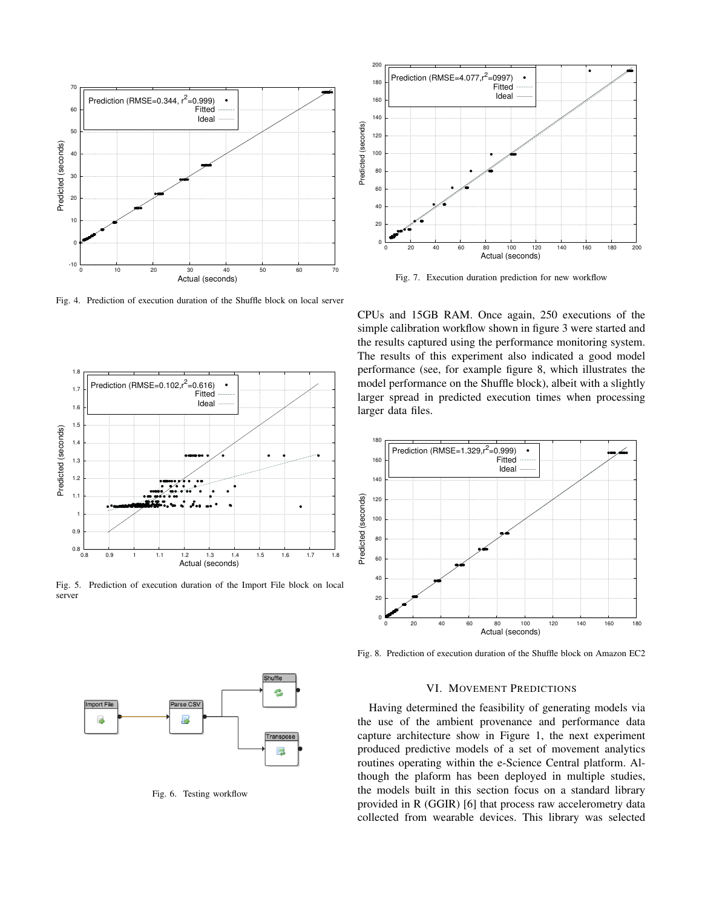Fig. 4. Prediction of execution duration of the Shuffle block on local server

Fig. 5. Prediction of execution duration of the Import File block on local server

Fig. 6. Testing workflow

Fig. 7. Execution duration prediction for new workflow

CPUs and 15GB RAM. Once again, 250 executions of the simple calibration workflow shown in figure 3 were started and the results captured using the performance monitoring system. The results of this experiment also indicated a good model performance (see, for example figure 8, which illustrates the model performance on the Shuffle block), albeit with a slightly larger spread in predicted execution times when processing larger data files.

Fig. 8. Prediction of execution duration of the Shuffle block on Amazon EC2

## VI. Movement Predictions

Having determined the feasibility of generating models via the use of the ambient provenance and performance data capture architecture show in Figure 1, the next experiment produced predictive models of a set of movement analytics routines operating within the e-Science Central platform. Although the plaform has been deployed in multiple studies, the models built in this section focus on a standard library provided in R (GGIR) [6] that process raw accelerometry data collected from wearable devices. This library was selected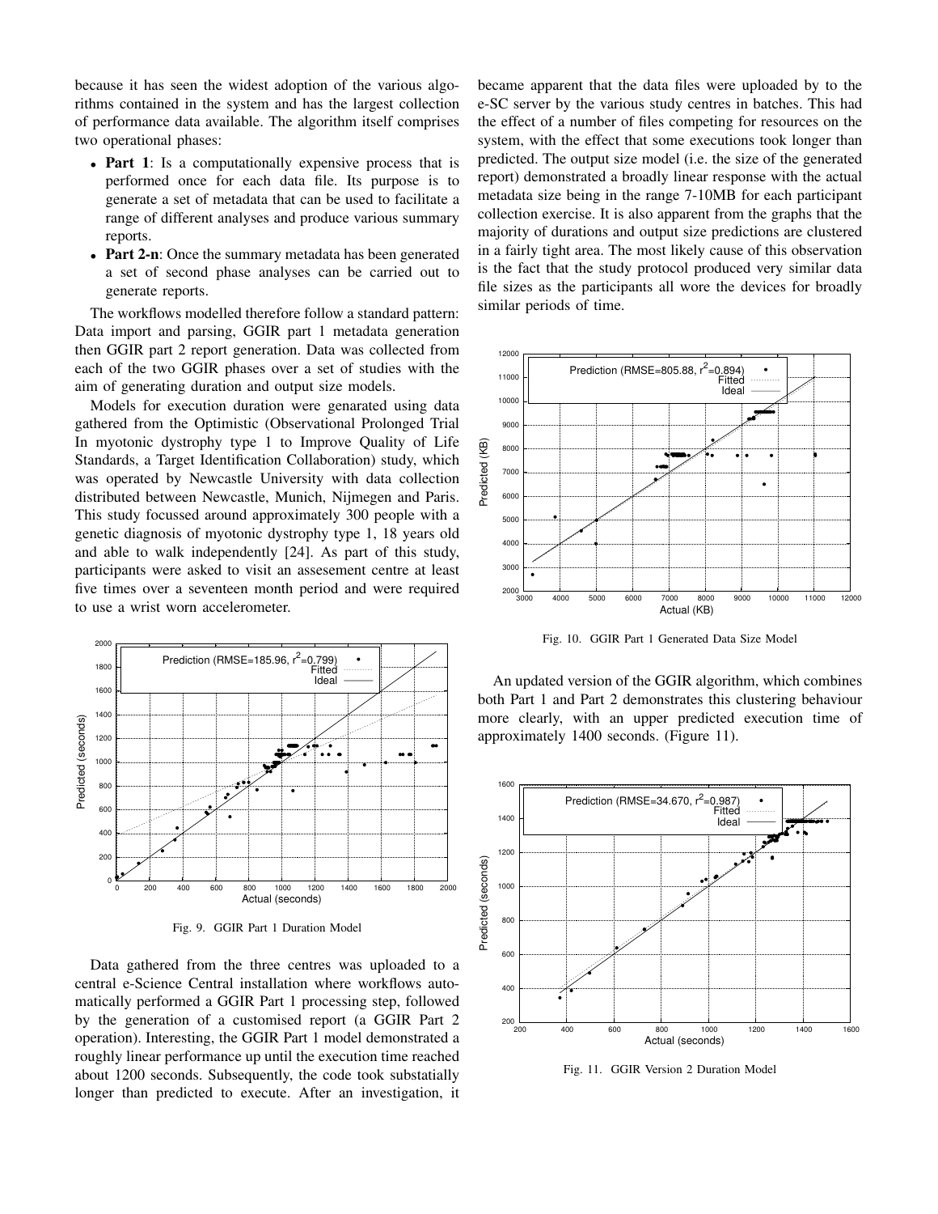because it has seen the widest adoption of the various algorithms contained in the system and has the largest collection of performance data available. The algorithm itself comprises two operational phases:

- **Part 1**: Is a computationally expensive process that is performed once for each data file. Its purpose is to generate a set of metadata that can be used to facilitate a range of different analyses and produce various summary reports.
- **Part 2-n**: Once the summary metadata has been generated a set of second phase analyses can be carried out to generate reports.

The workflows modelled therefore follow a standard pattern: Data import and parsing, GGIR part 1 metadata generation then GGIR part 2 report generation. Data was collected from each of the two GGIR phases over a set of studies with the aim of generating duration and output size models.

Models for execution duration were genarated using data gathered from the Optimistic (Observational Prolonged Trial In myotonic dystrophy type 1 to Improve Quality of Life Standards, a Target Identification Collaboration) study, which was operated by Newcastle University with data collection distributed between Newcastle, Munich, Nijmegen and Paris. This study focussed around approximately 300 people with a genetic diagnosis of myotonic dystrophy type 1, 18 years old and able to walk independently [24]. As part of this study, participants were asked to visit an assesement centre at least five times over a seventeen month period and were required to use a wrist worn accelerometer.

Fig. 9. GGIR Part 1 Duration Model

Data gathered from the three centres was uploaded to a central e-Science Central installation where workflows automatically performed a GGIR Part 1 processing step, followed by the generation of a customised report (a GGIR Part 2 operation). Interesting, the GGIR Part 1 model demonstrated a roughly linear performance up until the execution time reached about 1200 seconds. Subsequently, the code took substatially longer than predicted to execute. After an investigation, it became apparent that the data files were uploaded by to the e-SC server by the various study centres in batches. This had the effect of a number of files competing for resources on the system, with the effect that some executions took longer than predicted. The output size model (i.e. the size of the generated report) demonstrated a broadly linear response with the actual metadata size being in the range 7-10MB for each participant collection exercise. It is also apparent from the graphs that the majority of durations and output size predictions are clustered in a fairly tight area. The most likely cause of this observation is the fact that the study protocol produced very similar data file sizes as the participants all wore the devices for broadly similar periods of time.

Fig. 10. GGIR Part 1 Generated Data Size Model

An updated version of the GGIR algorithm, which combines both Part 1 and Part 2 demonstrates this clustering behaviour more clearly, with an upper predicted execution time of approximately 1400 seconds. (Figure 11).

Fig. 11. GGIR Version 2 Duration Model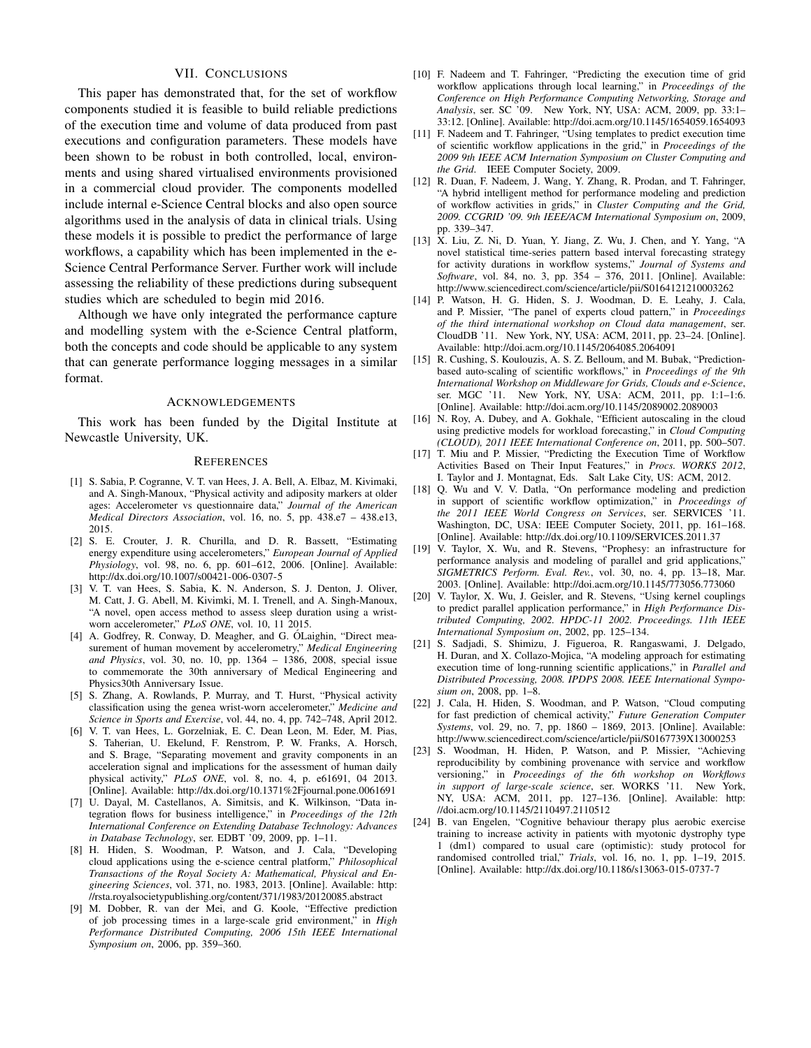## VII. Conclusions

This paper has demonstrated that, for the set of workflow components studied it is feasible to build reliable predictions of the execution time and volume of data produced from past executions and configuration parameters. These models have been shown to be robust in both controlled, local, environments and using shared virtualised environments provisioned in a commercial cloud provider. The components modelled include internal e-Science Central blocks and also open source algorithms used in the analysis of data in clinical trials. Using these models it is possible to predict the performance of large workflows, a capability which has been implemented in the e-Science Central Performance Server. Further work will include assessing the reliability of these predictions during subsequent studies which are scheduled to begin mid 2016.

Although we have only integrated the performance capture and modelling system with the e-Science Central platform, both the concepts and code should be applicable to any system that can generate performance logging messages in a similar format.

## Acknowledgements

This work has been funded by the Digital Institute at Newcastle University, UK.

## References

[1] S. Sabia, P. Cogranne, V. T. van Hees, J. A. Bell, A. Elbaz, M. Kivimaki, and A. Singh-Manoux, "Physical activity and adiposity markers at older ages: Accelerometer vs questionnaire data," *Journal of the American Medical Directors Association*, vol. 16, no. 5, pp. 438.e7 – 438.e13, 2015.

[2] S. E. Crouter, J. R. Churilla, and D. R. Bassett, "Estimating energy expenditure using accelerometers," *European Journal of Applied Physiology*, vol. 98, no. 6, pp. 601–612, 2006. [Online]. Available: http://dx.doi.org/10.1007/s00421-006-0307-5

[3] V. T. van Hees, S. Sabia, K. N. Anderson, S. J. Denton, J. Oliver, M. Catt, J. G. Abell, M. Kivimki, M. I. Trenell, and A. Singh-Manoux, "A novel, open access method to assess sleep duration using a wrist-worn accelerometer," *PLoS ONE*, vol. 10, 11 2015.

[4] A. Godfrey, R. Conway, D. Meagher, and G. ÓLaighin, "Direct measurement of human movement by accelerometry," *Medical Engineering and Physics*, vol. 30, no. 10, pp. 1364 – 1386, 2008, special issue to commemorate the 30th anniversary of Medical Engineering and Physics30th Anniversary Issue.

[5] S. Zhang, A. Rowlands, P. Murray, and T. Hurst, "Physical activity classification using the genea wrist-worn accelerometer," *Medicine and Science in Sports and Exercise*, vol. 44, no. 4, pp. 742–748, April 2012.

[6] V. T. van Hees, L. Gorzelniak, E. C. Dean Leon, M. Eder, M. Pias, S. Taherian, U. Ekelund, F. Renstrom, P. W. Franks, A. Horsch, and S. Brage, "Separating movement and gravity components in an acceleration signal and implications for the assessment of human daily physical activity," *PLoS ONE*, vol. 8, no. 4, p. e61691, 04 2013. [Online]. Available: http://dx.doi.org/10.1371%2Fjournal.pone.0061691

[7] U. Dayal, M. Castellanos, A. Simitsis, and K. Wilkinson, "Data integration flows for business intelligence," in *Proceedings of the 12th International Conference on Extending Database Technology: Advances in Database Technology*, ser. EDBT '09, 2009, pp. 1–11.

[8] H. Hiden, S. Woodman, P. Watson, and J. Cala, "Developing cloud applications using the e-science central platform," *Philosophical Transactions of the Royal Society A: Mathematical, Physical and Engineering Sciences*, vol. 371, no. 1983, 2013. [Online]. Available: http://rsta.royalsocietypublishing.org/content/371/1983/20120085.abstract

[9] M. Dobber, R. van der Mei, and G. Koole, "Effective prediction of job processing times in a large-scale grid environment," in *High Performance Distributed Computing, 2006 15th IEEE International Symposium on*, 2006, pp. 359–360.

[10] F. Nadeem and T. Fahringer, "Predicting the execution time of grid workflow applications through local learning," in *Proceedings of the Conference on High Performance Computing Networking, Storage and Analysis*, ser. SC '09. New York, NY, USA: ACM, 2009, pp. 33:1–33:12. [Online]. Available: http://doi.acm.org/10.1145/1654059.1654093

[11] F. Nadeem and T. Fahringer, "Using templates to predict execution time of scientific workflow applications in the grid," in *Proceedings of the 2009 9th IEEE ACM Internation Symposium on Cluster Computing and the Grid*. IEEE Computer Society, 2009.

[12] R. Duan, F. Nadeem, J. Wang, Y. Zhang, R. Prodan, and T. Fahringer, "A hybrid intelligent method for performance modeling and prediction of workflow activities in grids," in *Cluster Computing and the Grid, 2009. CCGRID '09. 9th IEEE/ACM International Symposium on*, 2009, pp. 339–347.

[13] X. Liu, Z. Ni, D. Yuan, Y. Jiang, Z. Wu, J. Chen, and Y. Yang, "A novel statistical time-series pattern based interval forecasting strategy for activity durations in workflow systems," *Journal of Systems and Software*, vol. 84, no. 3, pp. 354 – 376, 2011. [Online]. Available: http://www.sciencedirect.com/science/article/pii/S0164121210003262

[14] P. Watson, H. G. Hiden, S. J. Woodman, D. E. Leahy, J. Cala, and P. Missier, "The panel of experts cloud pattern," in *Proceedings of the third international workshop on Cloud data management*, ser. CloudDB '11. New York, NY, USA: ACM, 2011, pp. 23–24. [Online]. Available: http://doi.acm.org/10.1145/2064085.2064091

[15] R. Cushing, S. Koulouzis, A. S. Z. Belloum, and M. Bubak, "Prediction-based auto-scaling of scientific workflows," in *Proceedings of the 9th International Workshop on Middleware for Grids, Clouds and e-Science*, ser. MGC '11. New York, NY, USA: ACM, 2011, pp. 1:1–1:6. [Online]. Available: http://doi.acm.org/10.1145/2089002.2089003

[16] N. Roy, A. Dubey, and A. Gokhale, "Efficient autoscaling in the cloud using predictive models for workload forecasting," in *Cloud Computing (CLOUD), 2011 IEEE International Conference on*, 2011, pp. 500–507.

[17] T. Miu and P. Missier, "Predicting the Execution Time of Workflow Activities Based on Their Input Features," in *Procs. WORKS 2012*, I. Taylor and J. Montagnat, Eds. Salt Lake City, US: ACM, 2012.

[18] Q. Wu and V. V. Datla, "On performance modeling and prediction in support of scientific workflow optimization," in *Proceedings of the 2011 IEEE World Congress on Services*, ser. SERVICES '11. Washington, DC, USA: IEEE Computer Society, 2011, pp. 161–168. [Online]. Available: http://dx.doi.org/10.1109/SERVICES.2011.37

[19] V. Taylor, X. Wu, and R. Stevens, "Prophesy: an infrastructure for performance analysis and modeling of parallel and grid applications," *SIGMETRICS Perform. Eval. Rev.*, vol. 30, no. 4, pp. 13–18, Mar. 2003. [Online]. Available: http://doi.acm.org/10.1145/773056.773060

[20] V. Taylor, X. Wu, J. Geisler, and R. Stevens, "Using kernel couplings to predict parallel application performance," in *High Performance Distributed Computing, 2002. HPDC-11 2002. Proceedings. 11th IEEE International Symposium on*, 2002, pp. 125–134.

[21] S. Sadjadi, S. Shimizu, J. Figueroa, R. Rangaswami, J. Delgado, H. Duran, and X. Collazo-Mojica, "A modeling approach for estimating execution time of long-running scientific applications," in *Parallel and Distributed Processing, 2008. IPDPS 2008. IEEE International Symposium on*, 2008, pp. 1–8.

[22] J. Cala, H. Hiden, S. Woodman, and P. Watson, "Cloud computing for fast prediction of chemical activity," *Future Generation Computer Systems*, vol. 29, no. 7, pp. 1860 – 1869, 2013. [Online]. Available: http://www.sciencedirect.com/science/article/pii/S0167739X13000253

[23] S. Woodman, H. Hiden, P. Watson, and P. Missier, "Achieving reproducibility by combining provenance with service and workflow versioning," in *Proceedings of the 6th workshop on Workflows in support of large-scale science*, ser. WORKS '11. New York, NY, USA: ACM, 2011, pp. 127–136. [Online]. Available: http://doi.acm.org/10.1145/2110497.2110512

[24] B. van Engelen, "Cognitive behaviour therapy plus aerobic exercise training to increase activity in patients with myotonic dystrophy type 1 (dm1) compared to usual care (optimistic): study protocol for randomised controlled trial," *Trials*, vol. 16, no. 1, pp. 1–19, 2015. [Online]. Available: http://dx.doi.org/10.1186/s13063-015-0737-7